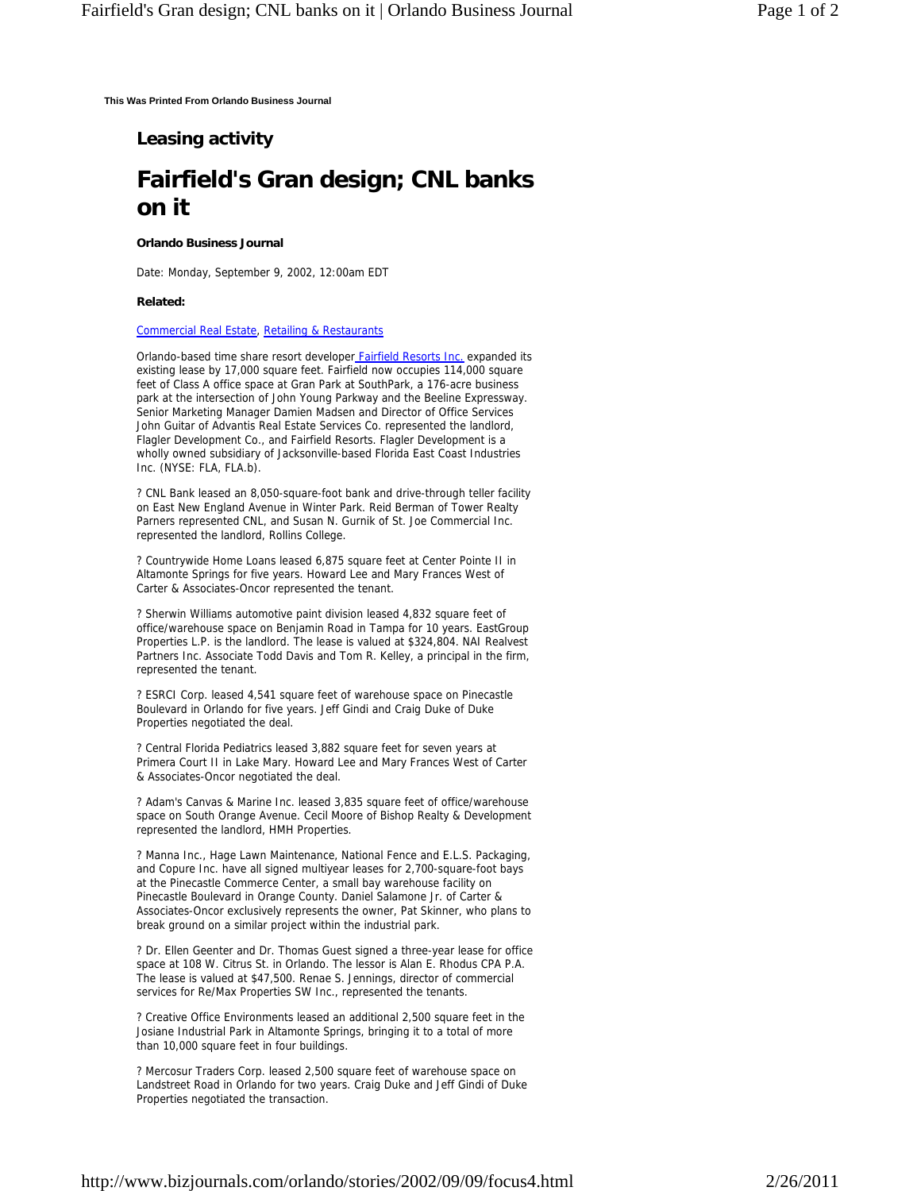This Was Printed From Orlando Business Journal

### Leasing activity

# Fairfield's Gran design; CNL banks on it

**Orlando Business Journal**

Date: Monday, September 9, 2002, 12:00am EDT

**Related:**

Commercial Real Estate, Retailing & Restaurants

Orlando-based time share resort developer Fairfield Resorts Inc. expanded its existing lease by 17,000 square feet. Fairfield now occupies 114,000 square feet of Class A office space at Gran Park at SouthPark, a 176-acre business park at the intersection of John Young Parkway and the Beeline Expressway. Senior Marketing Manager Damien Madsen and Director of Office Services John Guitar of Advantis Real Estate Services Co. represented the landlord, Flagler Development Co., and Fairfield Resorts. Flagler Development is a wholly owned subsidiary of Jacksonville-based Florida East Coast Industries Inc. (NYSE: FLA, FLA.b).

? CNL Bank leased an 8,050-square-foot bank and drive-through teller facility on East New England Avenue in Winter Park. Reid Berman of Tower Realty Parners represented CNL, and Susan N. Gurnik of St. Joe Commercial Inc. represented the landlord, Rollins College.

? Countrywide Home Loans leased 6,875 square feet at Center Pointe II in Altamonte Springs for five years. Howard Lee and Mary Frances West of Carter & Associates-Oncor represented the tenant.

? Sherwin Williams automotive paint division leased 4,832 square feet of office/warehouse space on Benjamin Road in Tampa for 10 years. EastGroup Properties L.P. is the landlord. The lease is valued at $324,804. NAI Realvest Partners Inc. Associate Todd Davis and Tom R. Kelley, a principal in the firm, represented the tenant.

? ESRCI Corp. leased 4,541 square feet of warehouse space on Pinecastle Boulevard in Orlando for five years. Jeff Gindi and Craig Duke of Duke Properties negotiated the deal.

? Central Florida Pediatrics leased 3,882 square feet for seven years at Primera Court II in Lake Mary. Howard Lee and Mary Frances West of Carter & Associates-Oncor negotiated the deal.

? Adam's Canvas & Marine Inc. leased 3,835 square feet of office/warehouse space on South Orange Avenue. Cecil Moore of Bishop Realty & Development represented the landlord, HMH Properties.

? Manna Inc., Hage Lawn Maintenance, National Fence and E.L.S. Packaging, and Copure Inc. have all signed multiyear leases for 2,700-square-foot bays at the Pinecastle Commerce Center, a small bay warehouse facility on Pinecastle Boulevard in Orange County. Daniel Salamone Jr. of Carter & Associates-Oncor exclusively represents the owner, Pat Skinner, who plans to break ground on a similar project within the industrial park.

? Dr. Ellen Geenter and Dr. Thomas Guest signed a three-year lease for office space at 108 W. Citrus St. in Orlando. The lessor is Alan E. Rhodus CPA P.A. The lease is valued at $47,500. Renae S. Jennings, director of commercial services for Re/Max Properties SW Inc., represented the tenants.

? Creative Office Environments leased an additional 2,500 square feet in the Josiane Industrial Park in Altamonte Springs, bringing it to a total of more than 10,000 square feet in four buildings.

? Mercosur Traders Corp. leased 2,500 square feet of warehouse space on Landstreet Road in Orlando for two years. Craig Duke and Jeff Gindi of Duke Properties negotiated the transaction.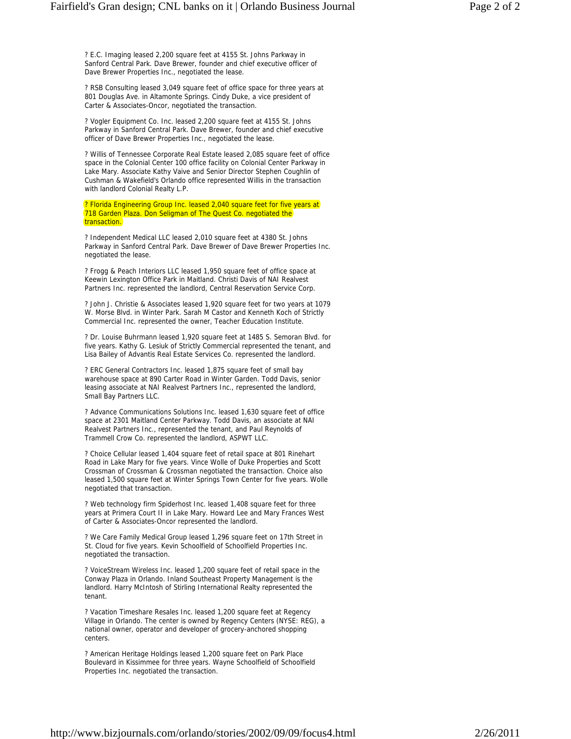? E.C. Imaging leased 2,200 square feet at 4155 St. Johns Parkway in Sanford Central Park. Dave Brewer, founder and chief executive officer of Dave Brewer Properties Inc., negotiated the lease.

? RSB Consulting leased 3,049 square feet of office space for three years at 801 Douglas Ave. in Altamonte Springs. Cindy Duke, a vice president of Carter & Associates-Oncor, negotiated the transaction.

? Vogler Equipment Co. Inc. leased 2,200 square feet at 4155 St. Johns Parkway in Sanford Central Park. Dave Brewer, founder and chief executive officer of Dave Brewer Properties Inc., negotiated the lease.

? Willis of Tennessee Corporate Real Estate leased 2,085 square feet of office space in the Colonial Center 100 office facility on Colonial Center Parkway in Lake Mary. Associate Kathy Vaive and Senior Director Stephen Coughlin of Cushman & Wakefield's Orlando office represented Willis in the transaction with landlord Colonial Realty L.P.

? Florida Engineering Group Inc. leased 2,040 square feet for five years at 718 Garden Plaza. Don Seligman of The Quest Co. negotiated the transaction.

? Independent Medical LLC leased 2,010 square feet at 4380 St. Johns Parkway in Sanford Central Park. Dave Brewer of Dave Brewer Properties Inc. negotiated the lease.

? Frogg & Peach Interiors LLC leased 1,950 square feet of office space at Keewin Lexington Office Park in Maitland. Christi Davis of NAI Realvest Partners Inc. represented the landlord, Central Reservation Service Corp.

? John J. Christie & Associates leased 1,920 square feet for two years at 1079 W. Morse Blvd. in Winter Park. Sarah M Castor and Kenneth Koch of Strictly Commercial Inc. represented the owner, Teacher Education Institute.

? Dr. Louise Buhrmann leased 1,920 square feet at 1485 S. Semoran Blvd. for five years. Kathy G. Lesiuk of Strictly Commercial represented the tenant, and Lisa Bailey of Advantis Real Estate Services Co. represented the landlord.

? ERC General Contractors Inc. leased 1,875 square feet of small bay warehouse space at 890 Carter Road in Winter Garden. Todd Davis, senior leasing associate at NAI Realvest Partners Inc., represented the landlord, Small Bay Partners LLC.

? Advance Communications Solutions Inc. leased 1,630 square feet of office space at 2301 Maitland Center Parkway. Todd Davis, an associate at NAI Realvest Partners Inc., represented the tenant, and Paul Reynolds of Trammell Crow Co. represented the landlord, ASPWT LLC.

? Choice Cellular leased 1,404 square feet of retail space at 801 Rinehart Road in Lake Mary for five years. Vince Wolle of Duke Properties and Scott Crossman of Crossman & Crossman negotiated the transaction. Choice also leased 1,500 square feet at Winter Springs Town Center for five years. Wolle negotiated that transaction.

? Web technology firm Spiderhost Inc. leased 1,408 square feet for three years at Primera Court II in Lake Mary. Howard Lee and Mary Frances West of Carter & Associates-Oncor represented the landlord.

? We Care Family Medical Group leased 1,296 square feet on 17th Street in St. Cloud for five years. Kevin Schoolfield of Schoolfield Properties Inc. negotiated the transaction.

? VoiceStream Wireless Inc. leased 1,200 square feet of retail space in the Conway Plaza in Orlando. Inland Southeast Property Management is the landlord. Harry McIntosh of Stirling International Realty represented the tenant.

? Vacation Timeshare Resales Inc. leased 1,200 square feet at Regency Village in Orlando. The center is owned by Regency Centers (NYSE: REG), a national owner, operator and developer of grocery-anchored shopping centers.

? American Heritage Holdings leased 1,200 square feet on Park Place Boulevard in Kissimmee for three years. Wayne Schoolfield of Schoolfield Properties Inc. negotiated the transaction.